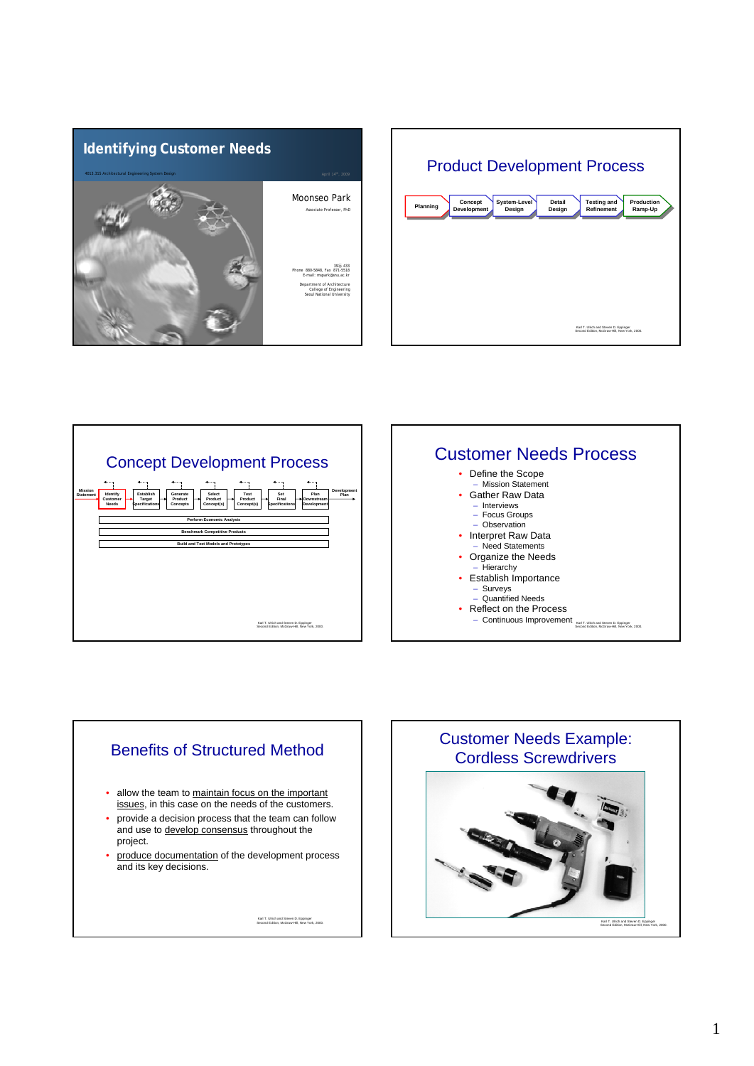# Identifying Customer Needs

4013.315 Architectural Engineering System Design

April 14th, 2008

Moonseo Park

Associate Professor, PhD

39동 433

Phone 880-5848, Fax 871-5518

E-mail: mspark@snu.ac.kr

Department of Architecture

College of Engineering

Seoul National University

---

## Product Development Process

Planning → Concept Development → System-Level Design → Detail Design → Testing and Refinement → Production Ramp-Up

Karl T. Ulrich and Steven D. Eppinger
Second Edition, McGraw-Hill, New York, 2000.

---

## Concept Development Process

Mission Statement → Identify Customer Needs → Establish Target Specifications → Generate Product Concepts → Select Product Concept(s) → Test Product Concept(s) → Set Final Specifications → Plan Downstream Development → Development Plan

Perform Economic Analysis

Benchmark Competitive Products

Build and Test Models and Prototypes

Karl T. Ulrich and Steven D. Eppinger
Second Edition, McGraw-Hill, New York, 2000.

---

## Customer Needs Process

- Define the Scope
  - Mission Statement
- Gather Raw Data
  - Interviews
  - Focus Groups
  - Observation
- Interpret Raw Data
  - Need Statements
- Organize the Needs
  - Hierarchy
- Establish Importance
  - Surveys
  - Quantified Needs
- Reflect on the Process
  - Continuous Improvement

Karl T. Ulrich and Steven D. Eppinger
Second Edition, McGraw-Hill, New York, 2000.

---

## Benefits of Structured Method

- allow the team to maintain focus on the important issues, in this case on the needs of the customers.
- provide a decision process that the team can follow and use to develop consensus throughout the project.
- produce documentation of the development process and its key decisions.

Karl T. Ulrich and Steven D. Eppinger
Second Edition, McGraw-Hill, New York, 2000.

---

## Customer Needs Example: Cordless Screwdrivers

Karl T. Ulrich and Steven D. Eppinger
Second Edition, McGraw-Hill, New York, 2000.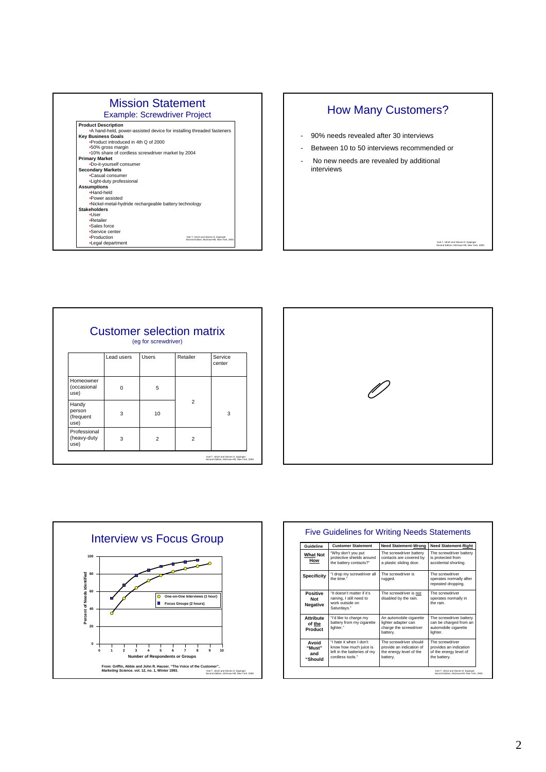# Mission Statement

## Example: Screwdriver Project

**Product Description**
- A hand-held, power-assisted device for installing threaded fasteners

**Key Business Goals**
- Product introduced in 4th Q of 2000
- 50% gross margin
- 10% share of cordless screwdriver market by 2004

**Primary Market**
- Do-it-yourself consumer

**Secondary Markets**
- Casual consumer
- Light-duty professional

**Assumptions**
- Hand-held
- Power assisted
- Nickel-metal-hydride rechargeable battery technology

**Stakeholders**
- User
- Retailer
- Sales force
- Service center
- Production
- Legal department

Karl T. Ulrich and Steven D. Eppinger
Second Edition, McGraw-Hill, New York, 2000.

# How Many Customers?

- 90% needs revealed after 30 interviews
- Between 10 to 50 interviews recommended or
- No new needs are revealed by additional interviews

Karl T. Ulrich and Steven D. Eppinger
Second Edition, McGraw-Hill, New York, 2000.

# Customer selection matrix

(eg for screwdriver)

| | Lead users | Users | Retailer | Service center |
|---|---|---|---|---|
| Homeowner (occasional use) | 0 | 5 | 2 | 3 |
| Handy person (frequent use) | 3 | 10 | | |
| Professional (heavy-duty use) | 3 | 2 | 2 | |

Karl T. Ulrich and Steven D. Eppinger
Second Edition, McGraw-Hill, New York, 2000.

# Interview vs Focus Group

Percent of Needs Identified vs. Number of Respondents or Groups

- One-on-One Interviews (1 hour)
- Focus Groups (2 hours)

From: Griffin, Abbie and John R. Hauser. "The Voice of the Customer", *Marketing Science*. vol. 12, no. 1, Winter 1993.

Karl T. Ulrich and Steven D. Eppinger
Second Edition, McGraw-Hill, New York, 2000.

# Five Guidelines for Writing Needs Statements

| Guideline | Customer Statement | Need Statement-Wrong | Need Statement-Right |
|---|---|---|---|
| **What Not How** | "Why don't you put protective shields around the battery contacts?" | The screwdriver battery contacts are covered by a plastic sliding door. | The screwdriver battery is protected from accidental shorting. |
| **Specificity** | "I drop my screwdriver all the time." | The screwdriver is rugged. | The screwdriver operates normally after repeated dropping. |
| **Positive Not Negative** | "It doesn't matter if it's raining, I still need to work outside on Saturdays." | The screwdriver is not disabled by the rain. | The screwdriver operates normally in the rain. |
| **Attribute of the Product** | "I'd like to charge my battery from my cigarette lighter." | An automobile cigarette lighter adapter can charge the screwdriver battery. | The screwdriver battery can be charged from an automobile cigarette lighter. |
| **Avoid "Must" and "Should** | "I hate it when I don't know how much juice is left in the batteries of my cordless tools." | The screwdriver should provide an indication of the energy level of the battery. | The screwdriver provides an indication of the energy level of the battery. |

Karl T. Ulrich and Steven D. Eppinger
Second Edition, McGraw-Hill, New York, 2000.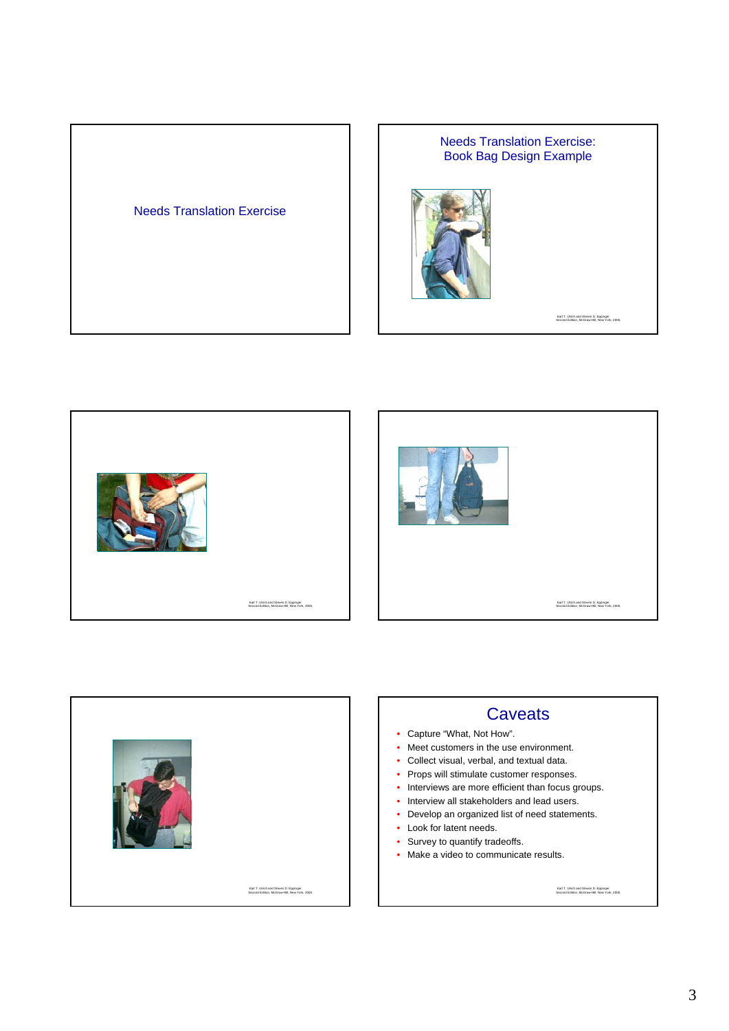## Needs Translation Exercise

## Needs Translation Exercise: Book Bag Design Example

## Caveats

- Capture “What, Not How”.
- Meet customers in the use environment.
- Collect visual, verbal, and textual data.
- Props will stimulate customer responses.
- Interviews are more efficient than focus groups.
- Interview all stakeholders and lead users.
- Develop an organized list of need statements.
- Look for latent needs.
- Survey to quantify tradeoffs.
- Make a video to communicate results.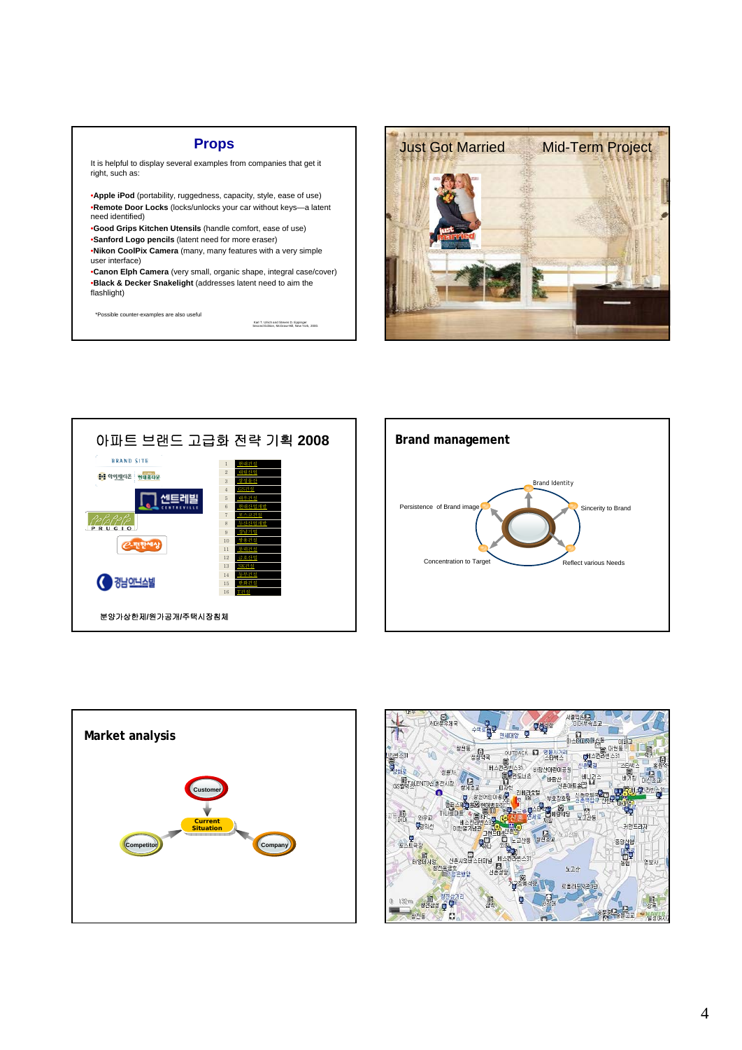## Props

It is helpful to display several examples from companies that get it right, such as:

- **Apple iPod** (portability, ruggedness, capacity, style, ease of use)
- **Remote Door Locks** (locks/unlocks your car without keys—a latent need identified)
- **Good Grips Kitchen Utensils** (handle comfort, ease of use)
- **Sanford Logo pencils** (latent need for more eraser)
- **Nikon CoolPix Camera** (many, many features with a very simple user interface)
- **Canon Elph Camera** (very small, organic shape, integral case/cover)
- **Black & Decker Snakelight** (addresses latent need to aim the flashlight)

*Possible counter-examples are also useful

Karl T. Ulrich and Steven D. Eppinger Second Edition, McGraw-Hill, New York, 2000.

---

Just Got Married　　Mid-Term Project

---

## 아파트 브랜드 고급화 전략 기획 2008

BRAND SITE

| | |
|---|---|
| 1 | 현대건설 |
| 2 | 대림산업 |
| 3 | 삼성물산 |
| 4 | GS건설 |
| 5 | 대우건설 |
| 6 | 현대산업개발 |
| 7 | 포스코건설 |
| 8 | 두산산업개발 |
| 9 | 경남기업 |
| 10 | 쌍용건설 |
| 11 | 풍림산업 |
| 12 | 금호산업 |
| 13 | SK건설 |
| 14 | 동부건설 |
| 15 | 한화건설 |
| 16 | 코오롱건설 |

분양가상한제/원가공개/주택시장침체

---

## Brand management

- Brand Identity
- Persistence of Brand image
- Sincerity to Brand
- Concentration to Target
- Reflect various Needs

---

## Market analysis

- Customer
- Current Situation
- Competitor
- Company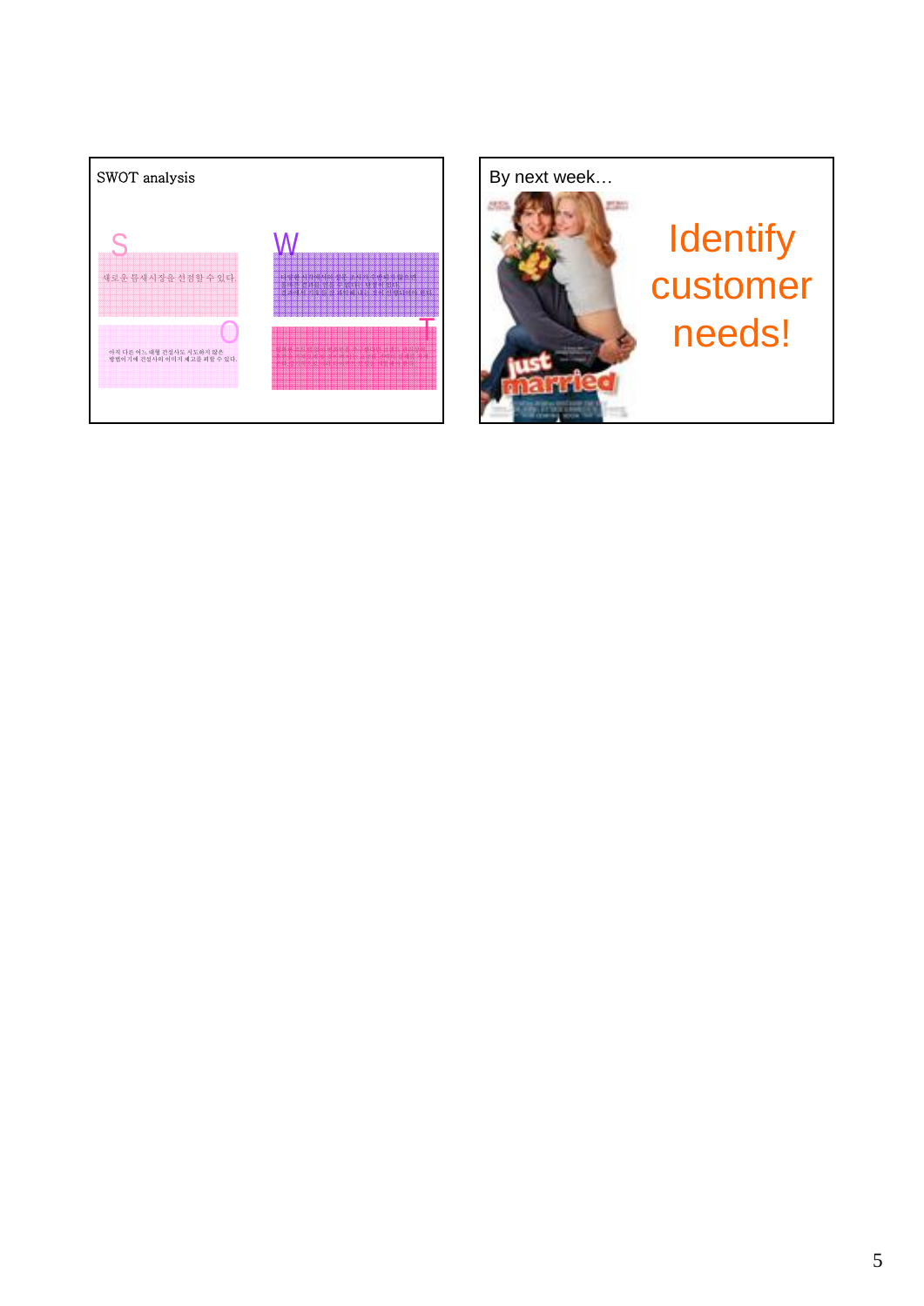## SWOT analysis

S

새로운 틈새시장을 선점할 수 있다.

W

O

아직 다른 어느 대형 건설사도 시도하지 않은 방법이기에 건설사의 이미지 제고를 꾀할 수 있다.

T

## By next week…

Identify customer needs!